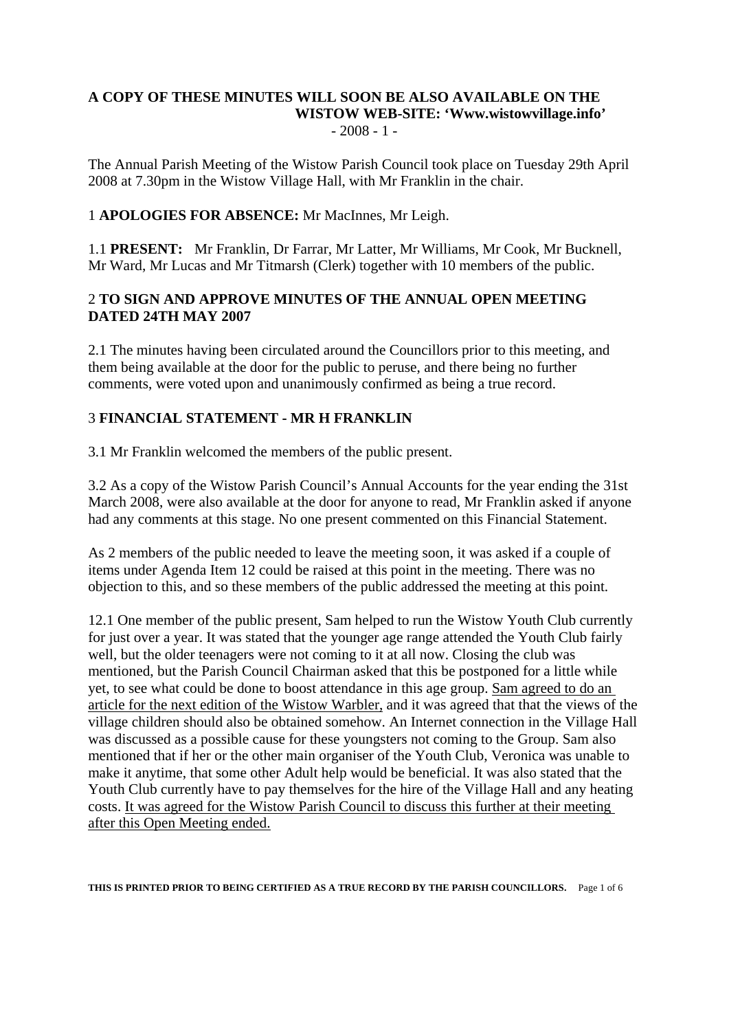**A COPY OF THESE MINUTES WILL SOON BE ALSO AVAILABLE ON THE WISTOW WEB-SITE: 'Www.wistowvillage.info'**

- 2008 - 1 -

The Annual Parish Meeting of the Wistow Parish Council took place on Tuesday 29th April 2008 at 7.30pm in the Wistow Village Hall, with Mr Franklin in the chair.

1 **APOLOGIES FOR ABSENCE:** Mr MacInnes, Mr Leigh.

1.1 **PRESENT:** Mr Franklin, Dr Farrar, Mr Latter, Mr Williams, Mr Cook, Mr Bucknell, Mr Ward, Mr Lucas and Mr Titmarsh (Clerk) together with 10 members of the public.

## 2 TO SIGN AND APPROVE MINUTES OF THE ANNUAL OPEN MEETING DATED 24TH MAY 2007

2.1 The minutes having been circulated around the Councillors prior to this meeting, and them being available at the door for the public to peruse, and there being no further comments, were voted upon and unanimously confirmed as being a true record.

## 3 FINANCIAL STATEMENT - MR H FRANKLIN

3.1 Mr Franklin welcomed the members of the public present.

3.2 As a copy of the Wistow Parish Council's Annual Accounts for the year ending the 31st March 2008, were also available at the door for anyone to read, Mr Franklin asked if anyone had any comments at this stage. No one present commented on this Financial Statement.

As 2 members of the public needed to leave the meeting soon, it was asked if a couple of items under Agenda Item 12 could be raised at this point in the meeting. There was no objection to this, and so these members of the public addressed the meeting at this point.

12.1 One member of the public present, Sam helped to run the Wistow Youth Club currently for just over a year. It was stated that the younger age range attended the Youth Club fairly well, but the older teenagers were not coming to it at all now. Closing the club was mentioned, but the Parish Council Chairman asked that this be postponed for a little while yet, to see what could be done to boost attendance in this age group. <u>Sam agreed to do an article for the next edition of the Wistow Warbler,</u> and it was agreed that that the views of the village children should also be obtained somehow. An Internet connection in the Village Hall was discussed as a possible cause for these youngsters not coming to the Group. Sam also mentioned that if her or the other main organiser of the Youth Club, Veronica was unable to make it anytime, that some other Adult help would be beneficial. It was also stated that the Youth Club currently have to pay themselves for the hire of the Village Hall and any heating costs. <u>It was agreed for the Wistow Parish Council to discuss this further at their meeting after this Open Meeting ended.</u>

**THIS IS PRINTED PRIOR TO BEING CERTIFIED AS A TRUE RECORD BY THE PARISH COUNCILLORS.**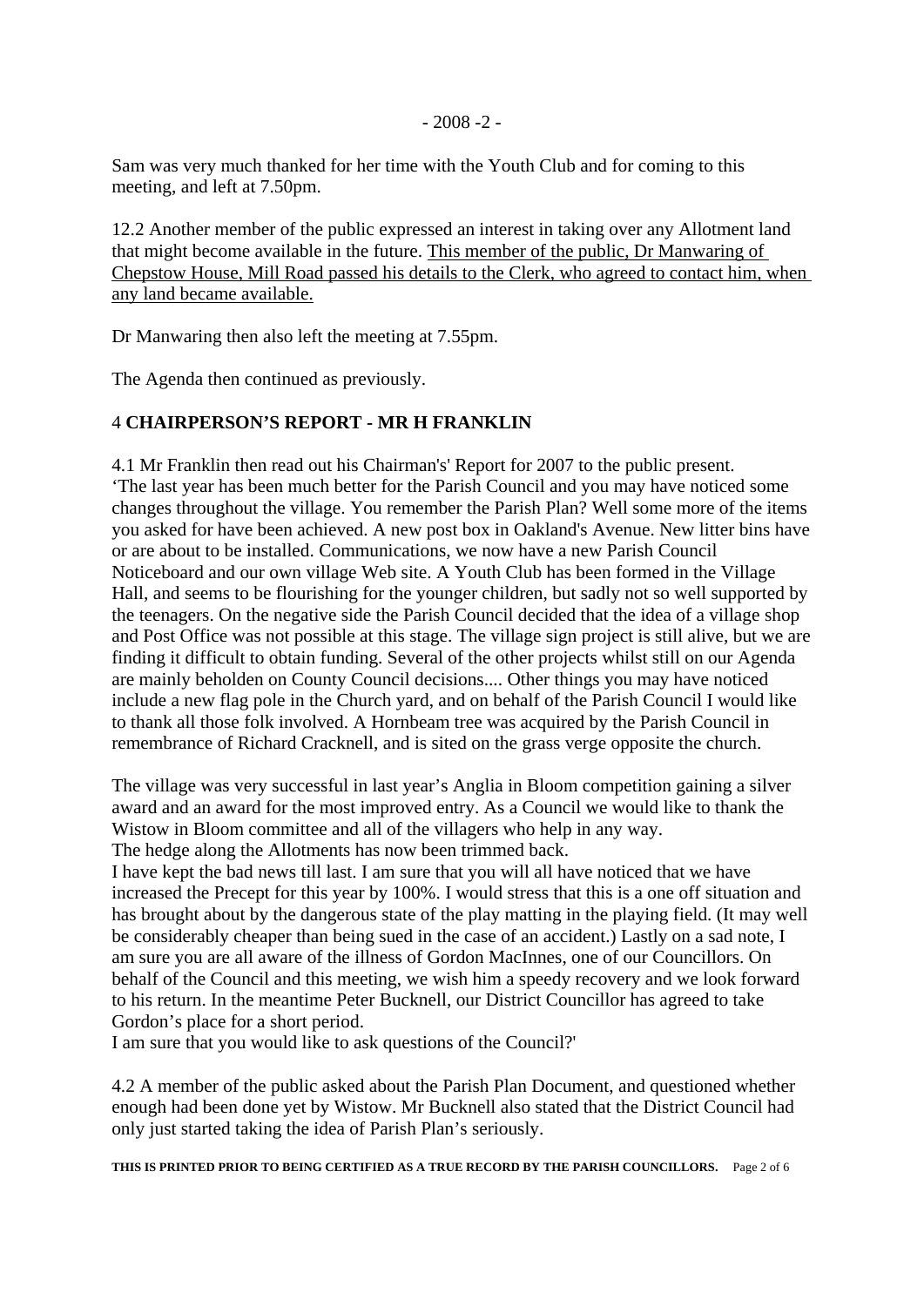Sam was very much thanked for her time with the Youth Club and for coming to this meeting, and left at 7.50pm.

12.2 Another member of the public expressed an interest in taking over any Allotment land that might become available in the future. <u>This member of the public, Dr Manwaring of Chepstow House, Mill Road passed his details to the Clerk, who agreed to contact him, when any land became available.</u>

Dr Manwaring then also left the meeting at 7.55pm.

The Agenda then continued as previously.

## 4 **CHAIRPERSON'S REPORT - MR H FRANKLIN**

4.1 Mr Franklin then read out his Chairman's' Report for 2007 to the public present. 'The last year has been much better for the Parish Council and you may have noticed some changes throughout the village. You remember the Parish Plan? Well some more of the items you asked for have been achieved. A new post box in Oakland's Avenue. New litter bins have or are about to be installed. Communications, we now have a new Parish Council Noticeboard and our own village Web site. A Youth Club has been formed in the Village Hall, and seems to be flourishing for the younger children, but sadly not so well supported by the teenagers. On the negative side the Parish Council decided that the idea of a village shop and Post Office was not possible at this stage. The village sign project is still alive, but we are finding it difficult to obtain funding. Several of the other projects whilst still on our Agenda are mainly beholden on County Council decisions.... Other things you may have noticed include a new flag pole in the Church yard, and on behalf of the Parish Council I would like to thank all those folk involved. A Hornbeam tree was acquired by the Parish Council in remembrance of Richard Cracknell, and is sited on the grass verge opposite the church.

The village was very successful in last year's Anglia in Bloom competition gaining a silver award and an award for the most improved entry. As a Council we would like to thank the Wistow in Bloom committee and all of the villagers who help in any way.
The hedge along the Allotments has now been trimmed back.
I have kept the bad news till last. I am sure that you will all have noticed that we have increased the Precept for this year by 100%. I would stress that this is a one off situation and has brought about by the dangerous state of the play matting in the playing field. (It may well be considerably cheaper than being sued in the case of an accident.) Lastly on a sad note, I am sure you are all aware of the illness of Gordon MacInnes, one of our Councillors. On behalf of the Council and this meeting, we wish him a speedy recovery and we look forward to his return. In the meantime Peter Bucknell, our District Councillor has agreed to take Gordon's place for a short period.
I am sure that you would like to ask questions of the Council?'

4.2 A member of the public asked about the Parish Plan Document, and questioned whether enough had been done yet by Wistow. Mr Bucknell also stated that the District Council had only just started taking the idea of Parish Plan's seriously.

**THIS IS PRINTED PRIOR TO BEING CERTIFIED AS A TRUE RECORD BY THE PARISH COUNCILLORS.**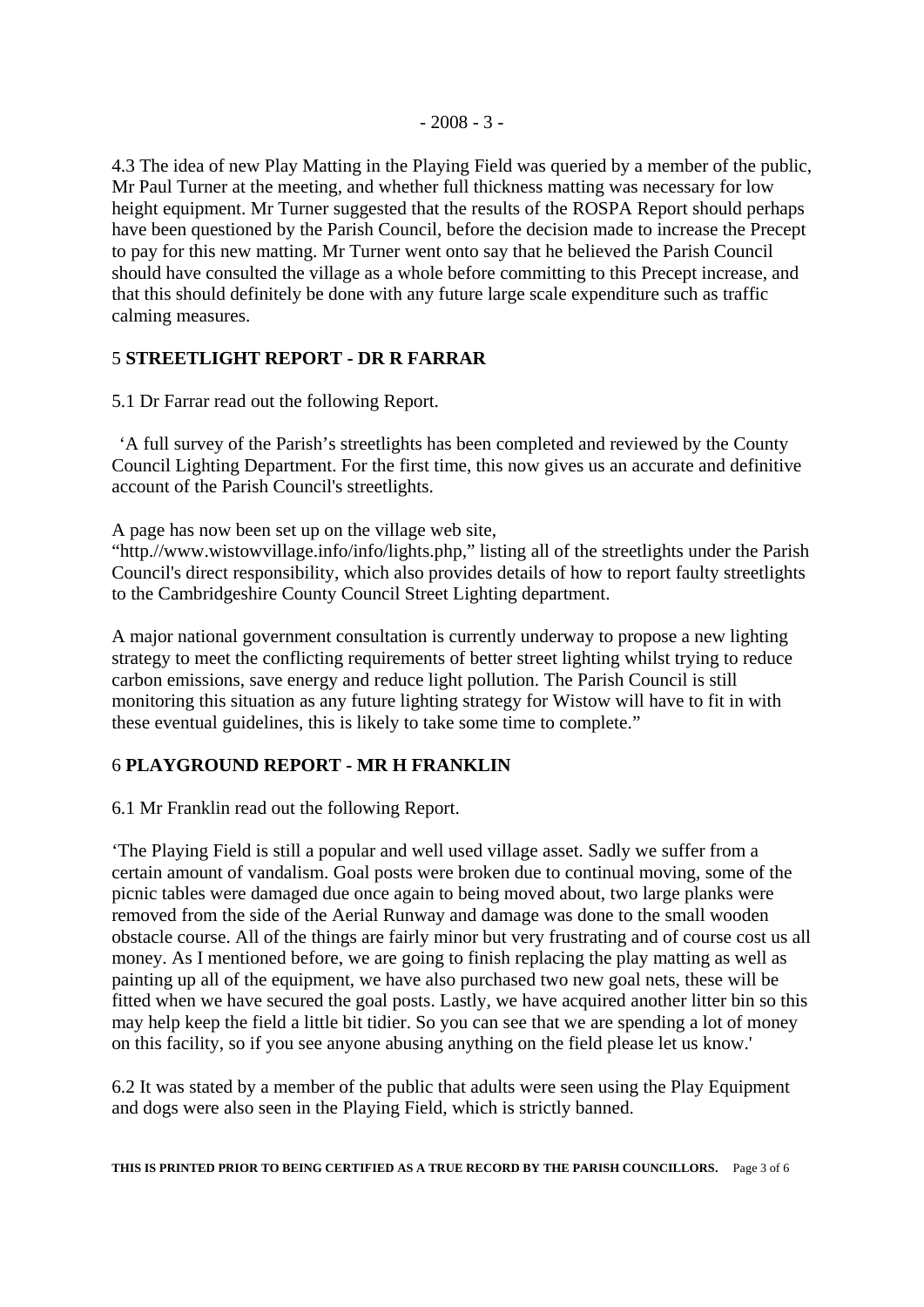4.3 The idea of new Play Matting in the Playing Field was queried by a member of the public, Mr Paul Turner at the meeting, and whether full thickness matting was necessary for low height equipment. Mr Turner suggested that the results of the ROSPA Report should perhaps have been questioned by the Parish Council, before the decision made to increase the Precept to pay for this new matting. Mr Turner went onto say that he believed the Parish Council should have consulted the village as a whole before committing to this Precept increase, and that this should definitely be done with any future large scale expenditure such as traffic calming measures.

## 5 **STREETLIGHT REPORT - DR R FARRAR**

5.1 Dr Farrar read out the following Report.

'A full survey of the Parish's streetlights has been completed and reviewed by the County Council Lighting Department. For the first time, this now gives us an accurate and definitive account of the Parish Council's streetlights.

A page has now been set up on the village web site, "http.//www.wistowvillage.info/info/lights.php," listing all of the streetlights under the Parish Council's direct responsibility, which also provides details of how to report faulty streetlights to the Cambridgeshire County Council Street Lighting department.

A major national government consultation is currently underway to propose a new lighting strategy to meet the conflicting requirements of better street lighting whilst trying to reduce carbon emissions, save energy and reduce light pollution. The Parish Council is still monitoring this situation as any future lighting strategy for Wistow will have to fit in with these eventual guidelines, this is likely to take some time to complete."

## 6 **PLAYGROUND REPORT - MR H FRANKLIN**

6.1 Mr Franklin read out the following Report.

'The Playing Field is still a popular and well used village asset. Sadly we suffer from a certain amount of vandalism. Goal posts were broken due to continual moving, some of the picnic tables were damaged due once again to being moved about, two large planks were removed from the side of the Aerial Runway and damage was done to the small wooden obstacle course. All of the things are fairly minor but very frustrating and of course cost us all money. As I mentioned before, we are going to finish replacing the play matting as well as painting up all of the equipment, we have also purchased two new goal nets, these will be fitted when we have secured the goal posts. Lastly, we have acquired another litter bin so this may help keep the field a little bit tidier. So you can see that we are spending a lot of money on this facility, so if you see anyone abusing anything on the field please let us know.'

6.2 It was stated by a member of the public that adults were seen using the Play Equipment and dogs were also seen in the Playing Field, which is strictly banned.

**THIS IS PRINTED PRIOR TO BEING CERTIFIED AS A TRUE RECORD BY THE PARISH COUNCILLORS.**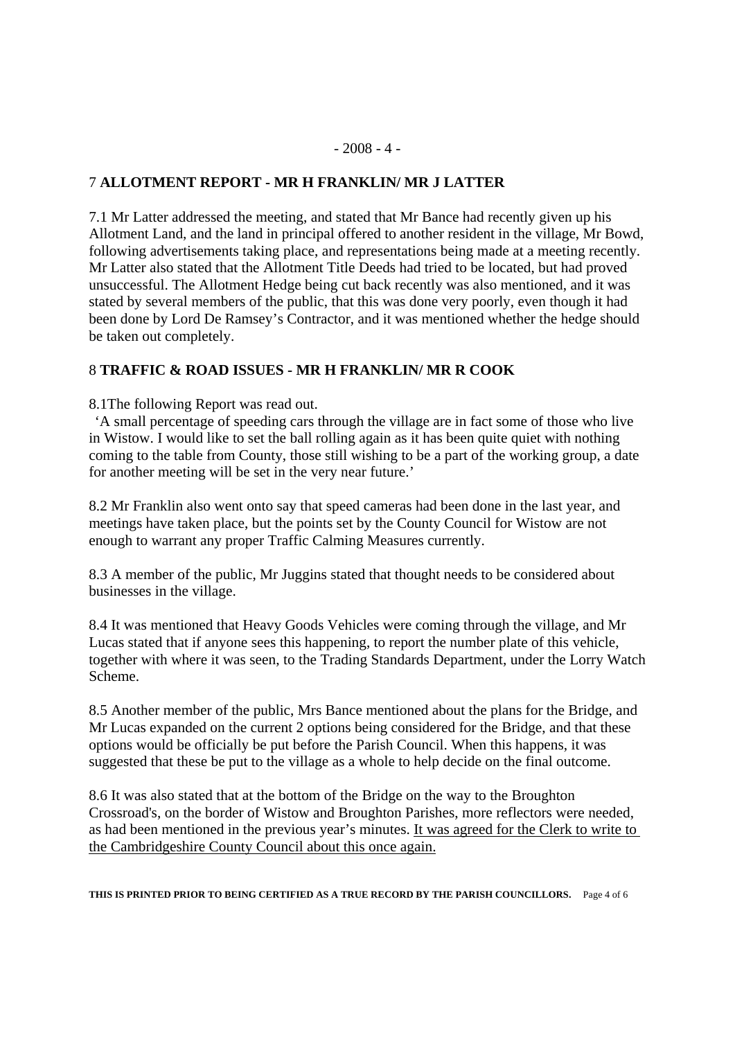## 7 ALLOTMENT REPORT - MR H FRANKLIN/ MR J LATTER

7.1 Mr Latter addressed the meeting, and stated that Mr Bance had recently given up his Allotment Land, and the land in principal offered to another resident in the village, Mr Bowd, following advertisements taking place, and representations being made at a meeting recently. Mr Latter also stated that the Allotment Title Deeds had tried to be located, but had proved unsuccessful. The Allotment Hedge being cut back recently was also mentioned, and it was stated by several members of the public, that this was done very poorly, even though it had been done by Lord De Ramsey's Contractor, and it was mentioned whether the hedge should be taken out completely.

## 8 TRAFFIC & ROAD ISSUES - MR H FRANKLIN/ MR R COOK

8.1The following Report was read out.

'A small percentage of speeding cars through the village are in fact some of those who live in Wistow. I would like to set the ball rolling again as it has been quite quiet with nothing coming to the table from County, those still wishing to be a part of the working group, a date for another meeting will be set in the very near future.'

8.2 Mr Franklin also went onto say that speed cameras had been done in the last year, and meetings have taken place, but the points set by the County Council for Wistow are not enough to warrant any proper Traffic Calming Measures currently.

8.3 A member of the public, Mr Juggins stated that thought needs to be considered about businesses in the village.

8.4 It was mentioned that Heavy Goods Vehicles were coming through the village, and Mr Lucas stated that if anyone sees this happening, to report the number plate of this vehicle, together with where it was seen, to the Trading Standards Department, under the Lorry Watch Scheme.

8.5 Another member of the public, Mrs Bance mentioned about the plans for the Bridge, and Mr Lucas expanded on the current 2 options being considered for the Bridge, and that these options would be officially be put before the Parish Council. When this happens, it was suggested that these be put to the village as a whole to help decide on the final outcome.

8.6 It was also stated that at the bottom of the Bridge on the way to the Broughton Crossroad's, on the border of Wistow and Broughton Parishes, more reflectors were needed, as had been mentioned in the previous year's minutes. <u>It was agreed for the Clerk to write to the Cambridgeshire County Council about this once again.</u>

**THIS IS PRINTED PRIOR TO BEING CERTIFIED AS A TRUE RECORD BY THE PARISH COUNCILLORS.**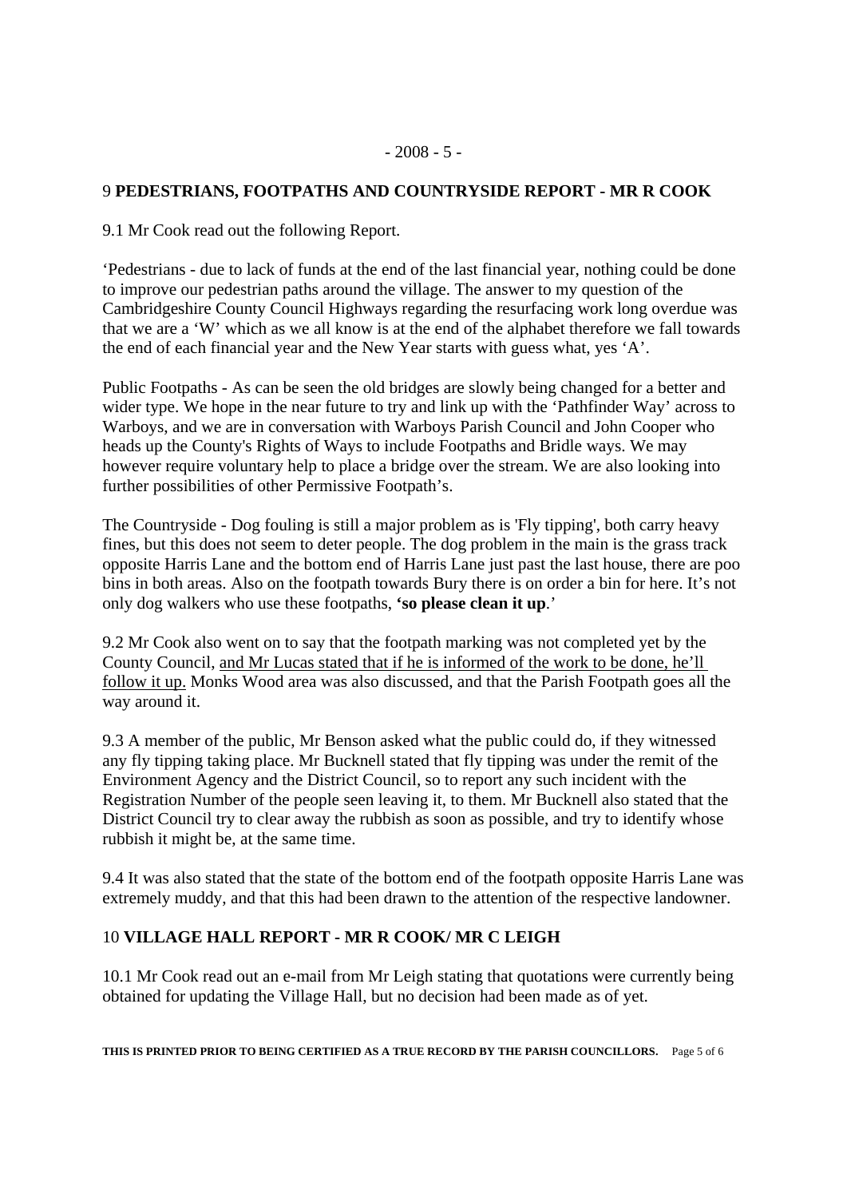## 9 PEDESTRIANS, FOOTPATHS AND COUNTRYSIDE REPORT - MR R COOK

9.1 Mr Cook read out the following Report.

'Pedestrians - due to lack of funds at the end of the last financial year, nothing could be done to improve our pedestrian paths around the village. The answer to my question of the Cambridgeshire County Council Highways regarding the resurfacing work long overdue was that we are a 'W' which as we all know is at the end of the alphabet therefore we fall towards the end of each financial year and the New Year starts with guess what, yes 'A'.

Public Footpaths - As can be seen the old bridges are slowly being changed for a better and wider type. We hope in the near future to try and link up with the 'Pathfinder Way' across to Warboys, and we are in conversation with Warboys Parish Council and John Cooper who heads up the County's Rights of Ways to include Footpaths and Bridle ways. We may however require voluntary help to place a bridge over the stream. We are also looking into further possibilities of other Permissive Footpath's.

The Countryside - Dog fouling is still a major problem as is 'Fly tipping', both carry heavy fines, but this does not seem to deter people. The dog problem in the main is the grass track opposite Harris Lane and the bottom end of Harris Lane just past the last house, there are poo bins in both areas. Also on the footpath towards Bury there is on order a bin for here. It's not only dog walkers who use these footpaths, **'so please clean it up**.'

9.2 Mr Cook also went on to say that the footpath marking was not completed yet by the County Council, <u>and Mr Lucas stated that if he is informed of the work to be done, he'll follow it up.</u> Monks Wood area was also discussed, and that the Parish Footpath goes all the way around it.

9.3 A member of the public, Mr Benson asked what the public could do, if they witnessed any fly tipping taking place. Mr Bucknell stated that fly tipping was under the remit of the Environment Agency and the District Council, so to report any such incident with the Registration Number of the people seen leaving it, to them. Mr Bucknell also stated that the District Council try to clear away the rubbish as soon as possible, and try to identify whose rubbish it might be, at the same time.

9.4 It was also stated that the state of the bottom end of the footpath opposite Harris Lane was extremely muddy, and that this had been drawn to the attention of the respective landowner.

## 10 VILLAGE HALL REPORT - MR R COOK/ MR C LEIGH

10.1 Mr Cook read out an e-mail from Mr Leigh stating that quotations were currently being obtained for updating the Village Hall, but no decision had been made as of yet.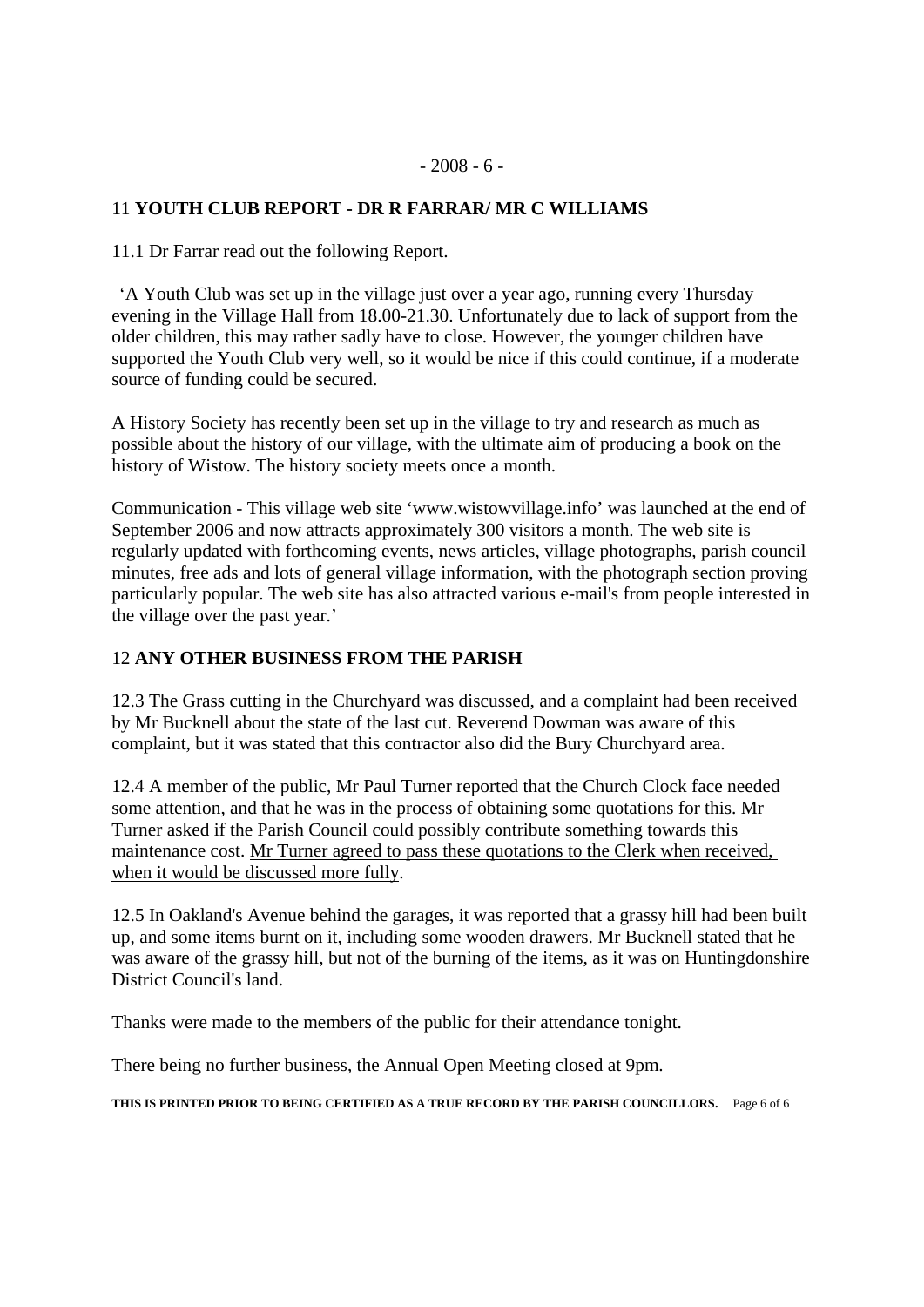## 11 **YOUTH CLUB REPORT - DR R FARRAR/ MR C WILLIAMS**

11.1 Dr Farrar read out the following Report.

'A Youth Club was set up in the village just over a year ago, running every Thursday evening in the Village Hall from 18.00-21.30. Unfortunately due to lack of support from the older children, this may rather sadly have to close. However, the younger children have supported the Youth Club very well, so it would be nice if this could continue, if a moderate source of funding could be secured.

A History Society has recently been set up in the village to try and research as much as possible about the history of our village, with the ultimate aim of producing a book on the history of Wistow. The history society meets once a month.

Communication - This village web site 'www.wistowvillage.info' was launched at the end of September 2006 and now attracts approximately 300 visitors a month. The web site is regularly updated with forthcoming events, news articles, village photographs, parish council minutes, free ads and lots of general village information, with the photograph section proving particularly popular. The web site has also attracted various e-mail's from people interested in the village over the past year.'

## 12 **ANY OTHER BUSINESS FROM THE PARISH**

12.3 The Grass cutting in the Churchyard was discussed, and a complaint had been received by Mr Bucknell about the state of the last cut. Reverend Dowman was aware of this complaint, but it was stated that this contractor also did the Bury Churchyard area.

12.4 A member of the public, Mr Paul Turner reported that the Church Clock face needed some attention, and that he was in the process of obtaining some quotations for this. Mr Turner asked if the Parish Council could possibly contribute something towards this maintenance cost. <u>Mr Turner agreed to pass these quotations to the Clerk when received, when it would be discussed more fully</u>.

12.5 In Oakland's Avenue behind the garages, it was reported that a grassy hill had been built up, and some items burnt on it, including some wooden drawers. Mr Bucknell stated that he was aware of the grassy hill, but not of the burning of the items, as it was on Huntingdonshire District Council's land.

Thanks were made to the members of the public for their attendance tonight.

There being no further business, the Annual Open Meeting closed at 9pm.

**THIS IS PRINTED PRIOR TO BEING CERTIFIED AS A TRUE RECORD BY THE PARISH COUNCILLORS.**